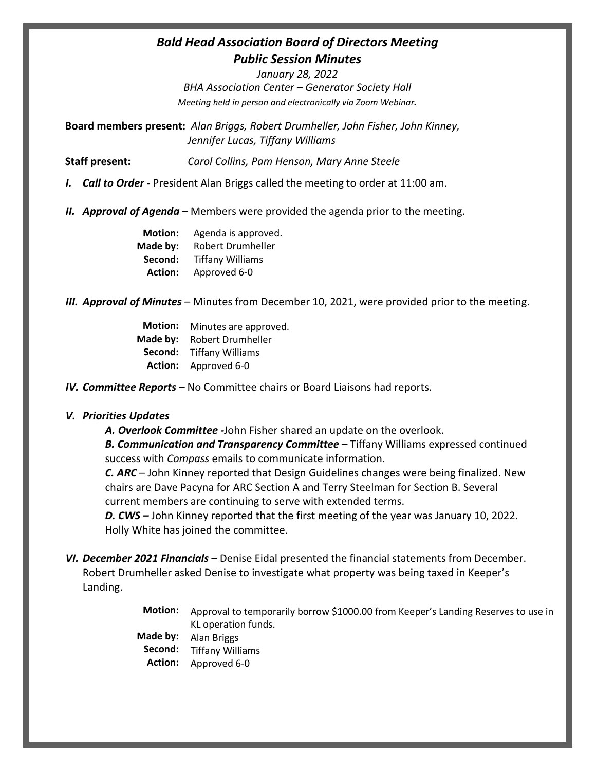# *Bald Head Association Board of Directors Meeting*
## *Public Session Minutes*

*January 28, 2022*

*BHA Association Center – Generator Society Hall*

*Meeting held in person and electronically via Zoom Webinar.*

**Board members present:** *Alan Briggs, Robert Drumheller, John Fisher, John Kinney, Jennifer Lucas, Tiffany Williams*

**Staff present:** *Carol Collins, Pam Henson, Mary Anne Steele*

***I. Call to Order*** - President Alan Briggs called the meeting to order at 11:00 am.

***II. Approval of Agenda*** – Members were provided the agenda prior to the meeting.

**Motion:** Agenda is approved.
**Made by:** Robert Drumheller
**Second:** Tiffany Williams
**Action:** Approved 6-0

***III. Approval of Minutes*** – Minutes from December 10, 2021, were provided prior to the meeting.

**Motion:** Minutes are approved.
**Made by:** Robert Drumheller
**Second:** Tiffany Williams
**Action:** Approved 6-0

***IV. Committee Reports –*** No Committee chairs or Board Liaisons had reports.

***V. Priorities Updates***

***A. Overlook Committee -***John Fisher shared an update on the overlook.

***B. Communication and Transparency Committee –*** Tiffany Williams expressed continued success with *Compass* emails to communicate information.

***C. ARC*** – John Kinney reported that Design Guidelines changes were being finalized. New chairs are Dave Pacyna for ARC Section A and Terry Steelman for Section B. Several current members are continuing to serve with extended terms.

***D. CWS –*** John Kinney reported that the first meeting of the year was January 10, 2022. Holly White has joined the committee.

***VI. December 2021 Financials –*** Denise Eidal presented the financial statements from December. Robert Drumheller asked Denise to investigate what property was being taxed in Keeper's Landing.

**Motion:** Approval to temporarily borrow $1000.00 from Keeper's Landing Reserves to use in KL operation funds.
**Made by:** Alan Briggs
**Second:** Tiffany Williams
**Action:** Approved 6-0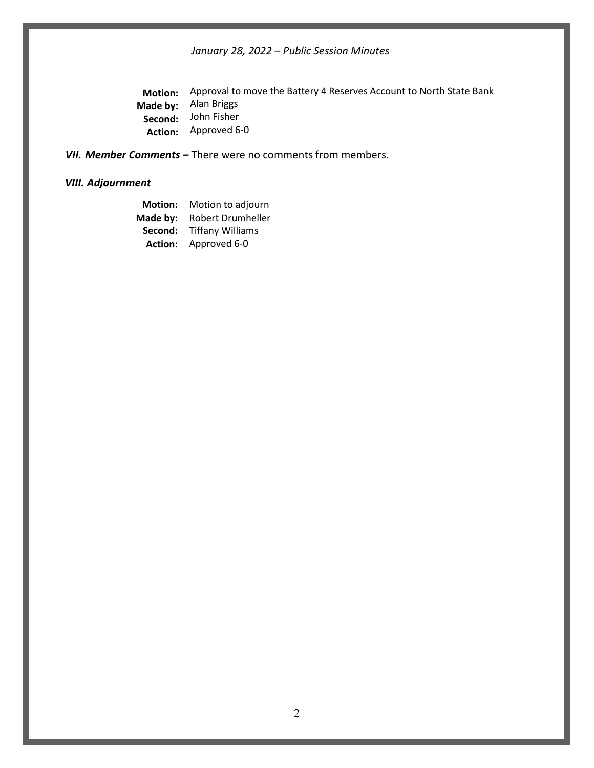**Motion:** Approval to move the Battery 4 Reserves Account to North State Bank
**Made by:** Alan Briggs
**Second:** John Fisher
**Action:** Approved 6-0

***VII. Member Comments –*** There were no comments from members.

***VIII. Adjournment***

**Motion:** Motion to adjourn
**Made by:** Robert Drumheller
**Second:** Tiffany Williams
**Action:** Approved 6-0